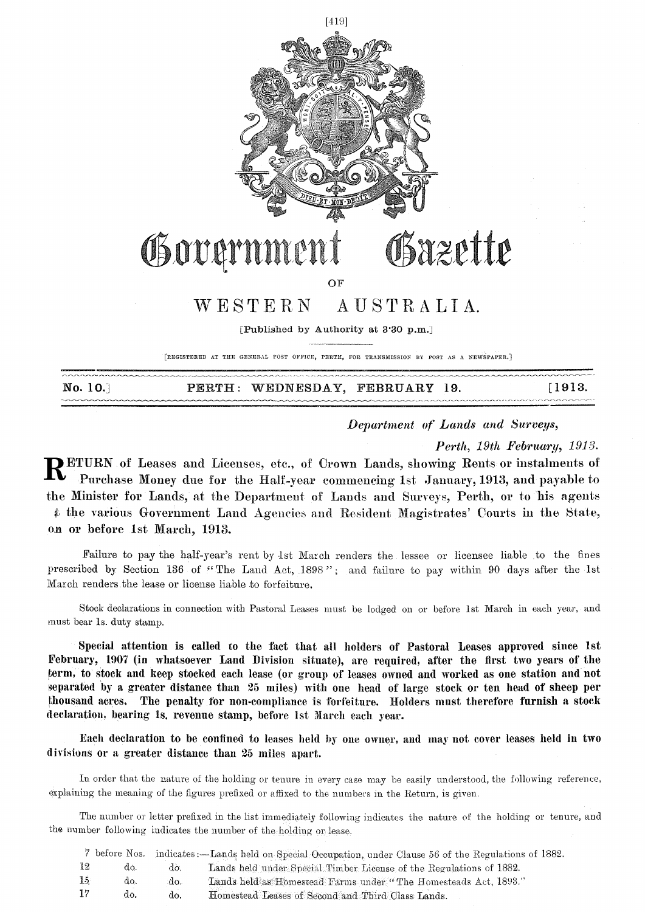# Government Gazette

OF

# WESTERN AUSTRALIA.

[Published by Authority at 3·30 p.m.]

[REGISTERED AT THE GENERAL POST OFFICE, PERTH, FOR TRANSMISSION BY POST AS A NEWSPAPER.]

No. 10.] PERTH: WEDNESDAY, FEBRUARY 19. [1913.

*Department of Lands and Surveys,*

*Perth, 19th February, 1913.*

**RETURN of Leases and Licenses, etc., of Crown Lands, showing Rents or instalments of Purchase Money due for the Half-year commencing 1st January, 1913, and payable to the Minister for Lands, at the Department of Lands and Surveys, Perth, or to his agents at the various Government Land Agencies and Resident Magistrates' Courts in the State, on or before 1st March, 1913.**

Failure to pay the half-year's rent by 1st March renders the lessee or licensee liable to the fines prescribed by Section 136 of "The Land Act, 1898"; and failure to pay within 90 days after the 1st March renders the lease or license liable to forfeiture.

Stock declarations in connection with Pastoral Leases must be lodged on or before 1st March in each year, and must bear 1s. duty stamp.

**Special attention is called to the fact that all holders of Pastoral Leases approved since 1st February, 1907 (in whatsoever Land Division situate), are required, after the first two years of the term, to stock and keep stocked each lease (or group of leases owned and worked as one station and not separated by a greater distance than 25 miles) with one head of large stock or ten head of sheep per thousand acres. The penalty for non-compliance is forfeiture. Holders must therefore furnish a stock declaration, bearing 1s. revenue stamp, before 1st March each year.**

**Each declaration to be confined to leases held by one owner, and may not cover leases held in two divisions or a greater distance than 25 miles apart.**

In order that the nature of the holding or tenure in every case may be easily understood, the following reference, explaining the meaning of the figures prefixed or affixed to the numbers in the Return, is given.

The number or letter prefixed in the list immediately following indicates the nature of the holding or tenure, and the number following indicates the number of the holding or lease.

| | | | |
|---|---|---|---|
| 7 | before Nos. | indicates:— | Lands held on Special Occupation, under Clause 56 of the Regulations of 1882. |
| 12 | do. | do. | Lands held under Special Timber License of the Regulations of 1882. |
| 15 | do. | do. | Lands held as Homestead Farms under "The Homesteads Act, 1893." |
| 17 | do. | do. | Homestead Leases of Second and Third Class Lands. |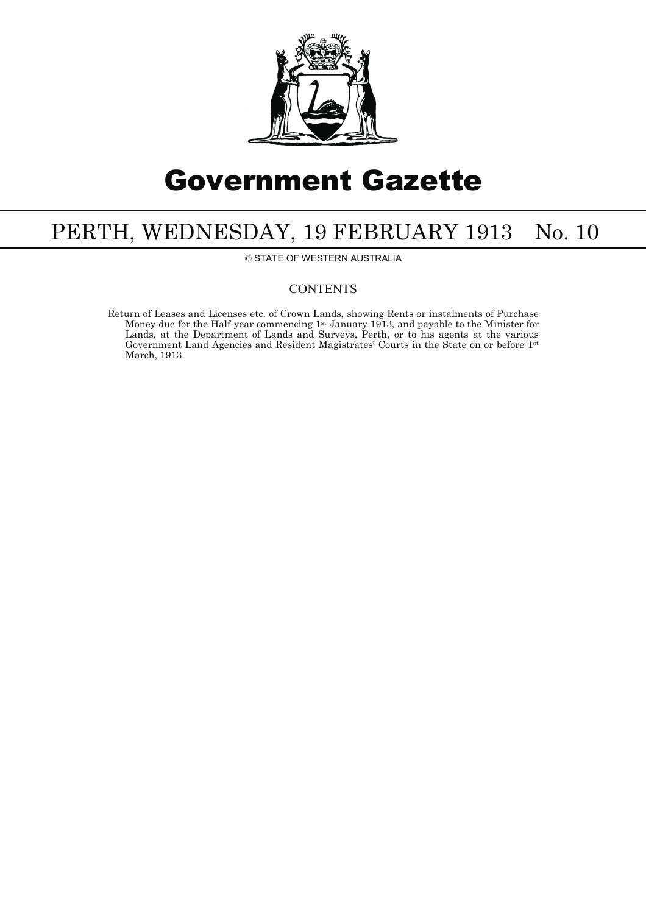# Government Gazette

## PERTH, WEDNESDAY, 19 FEBRUARY 1913 No. 10

© STATE OF WESTERN AUSTRALIA

CONTENTS

Return of Leases and Licenses etc. of Crown Lands, showing Rents or instalments of Purchase Money due for the Half-year commencing 1st January 1913, and payable to the Minister for Lands, at the Department of Lands and Surveys, Perth, or to his agents at the various Government Land Agencies and Resident Magistrates' Courts in the State on or before 1st March, 1913.